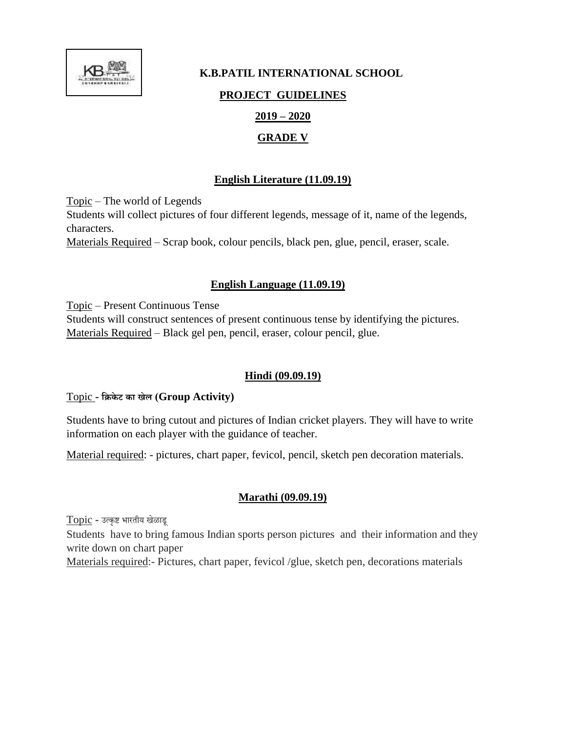# K.B.PATIL INTERNATIONAL SCHOOL

## PROJECT GUIDELINES

## 2019 – 2020

## GRADE V

### English Literature (11.09.19)

Topic – The world of Legends
Students will collect pictures of four different legends, message of it, name of the legends, characters.
Materials Required – Scrap book, colour pencils, black pen, glue, pencil, eraser, scale.

### English Language (11.09.19)

Topic – Present Continuous Tense
Students will construct sentences of present continuous tense by identifying the pictures.
Materials Required – Black gel pen, pencil, eraser, colour pencil, glue.

### Hindi (09.09.19)

Topic - **क्रिकेट का खेल (Group Activity)**

Students have to bring cutout and pictures of Indian cricket players. They will have to write information on each player with the guidance of teacher.

Material required: - pictures, chart paper, fevicol, pencil, sketch pen decoration materials.

### Marathi (09.09.19)

Topic - उत्कृष्ट भारतीय खेळाडू
Students have to bring famous Indian sports person pictures and their information and they write down on chart paper
Materials required:- Pictures, chart paper, fevicol /glue, sketch pen, decorations materials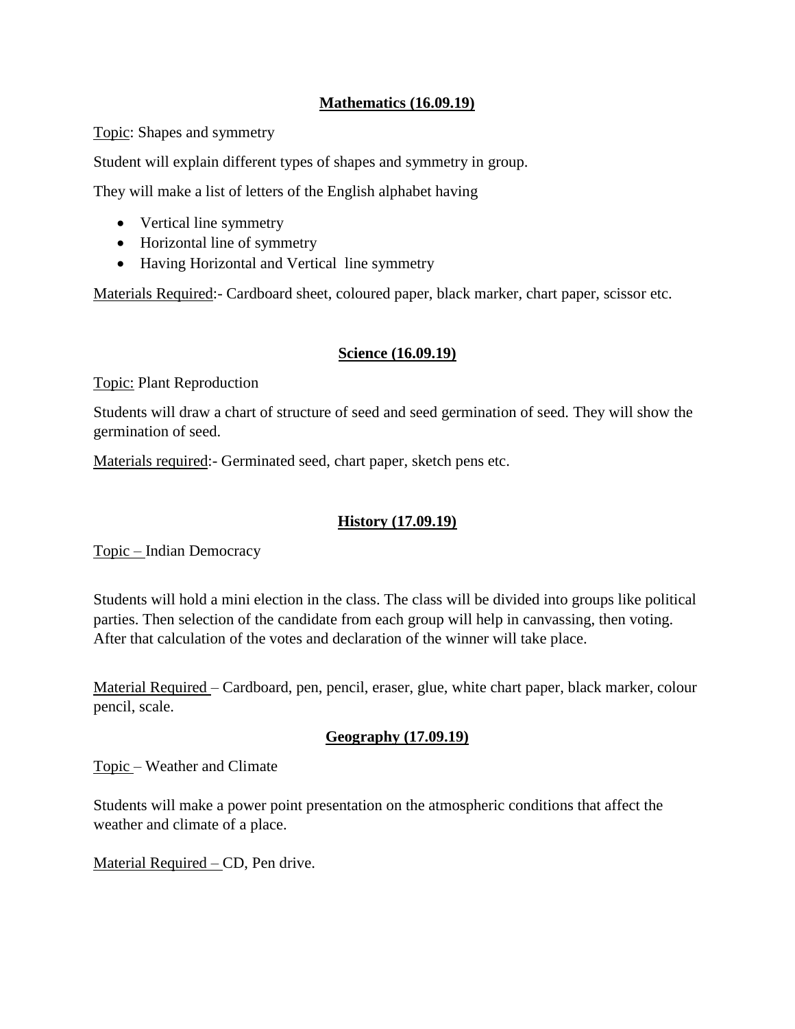**Mathematics (16.09.19)**

Topic: Shapes and symmetry

Student will explain different types of shapes and symmetry in group.

They will make a list of letters of the English alphabet having

- Vertical line symmetry
- Horizontal line of symmetry
- Having Horizontal and Vertical line symmetry

Materials Required:- Cardboard sheet, coloured paper, black marker, chart paper, scissor etc.

**Science (16.09.19)**

Topic: Plant Reproduction

Students will draw a chart of structure of seed and seed germination of seed. They will show the germination of seed.

Materials required:- Germinated seed, chart paper, sketch pens etc.

**History (17.09.19)**

Topic – Indian Democracy

Students will hold a mini election in the class. The class will be divided into groups like political parties. Then selection of the candidate from each group will help in canvassing, then voting. After that calculation of the votes and declaration of the winner will take place.

Material Required – Cardboard, pen, pencil, eraser, glue, white chart paper, black marker, colour pencil, scale.

**Geography (17.09.19)**

Topic – Weather and Climate

Students will make a power point presentation on the atmospheric conditions that affect the weather and climate of a place.

Material Required – CD, Pen drive.